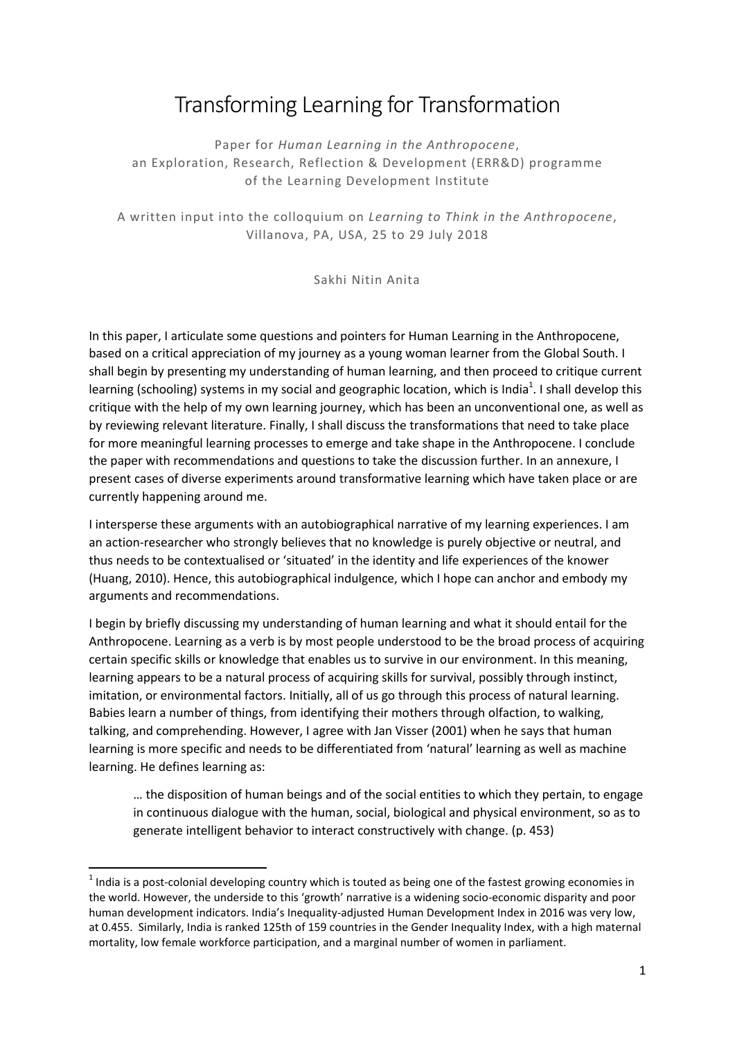# Transforming Learning for Transformation

Paper for *Human Learning in the Anthropocene*,
an Exploration, Research, Reflection & Development (ERR&D) programme
of the Learning Development Institute

A written input into the colloquium on *Learning to Think in the Anthropocene*,
Villanova, PA, USA, 25 to 29 July 2018

Sakhi Nitin Anita

In this paper, I articulate some questions and pointers for Human Learning in the Anthropocene, based on a critical appreciation of my journey as a young woman learner from the Global South. I shall begin by presenting my understanding of human learning, and then proceed to critique current learning (schooling) systems in my social and geographic location, which is India[1]. I shall develop this critique with the help of my own learning journey, which has been an unconventional one, as well as by reviewing relevant literature. Finally, I shall discuss the transformations that need to take place for more meaningful learning processes to emerge and take shape in the Anthropocene. I conclude the paper with recommendations and questions to take the discussion further. In an annexure, I present cases of diverse experiments around transformative learning which have taken place or are currently happening around me.

I intersperse these arguments with an autobiographical narrative of my learning experiences. I am an action-researcher who strongly believes that no knowledge is purely objective or neutral, and thus needs to be contextualised or 'situated' in the identity and life experiences of the knower (Huang, 2010). Hence, this autobiographical indulgence, which I hope can anchor and embody my arguments and recommendations.

I begin by briefly discussing my understanding of human learning and what it should entail for the Anthropocene. Learning as a verb is by most people understood to be the broad process of acquiring certain specific skills or knowledge that enables us to survive in our environment. In this meaning, learning appears to be a natural process of acquiring skills for survival, possibly through instinct, imitation, or environmental factors. Initially, all of us go through this process of natural learning. Babies learn a number of things, from identifying their mothers through olfaction, to walking, talking, and comprehending. However, I agree with Jan Visser (2001) when he says that human learning is more specific and needs to be differentiated from 'natural' learning as well as machine learning. He defines learning as:

> … the disposition of human beings and of the social entities to which they pertain, to engage in continuous dialogue with the human, social, biological and physical environment, so as to generate intelligent behavior to interact constructively with change. (p. 453)

[1] India is a post-colonial developing country which is touted as being one of the fastest growing economies in the world. However, the underside to this 'growth' narrative is a widening socio-economic disparity and poor human development indicators. India's Inequality-adjusted Human Development Index in 2016 was very low, at 0.455. Similarly, India is ranked 125th of 159 countries in the Gender Inequality Index, with a high maternal mortality, low female workforce participation, and a marginal number of women in parliament.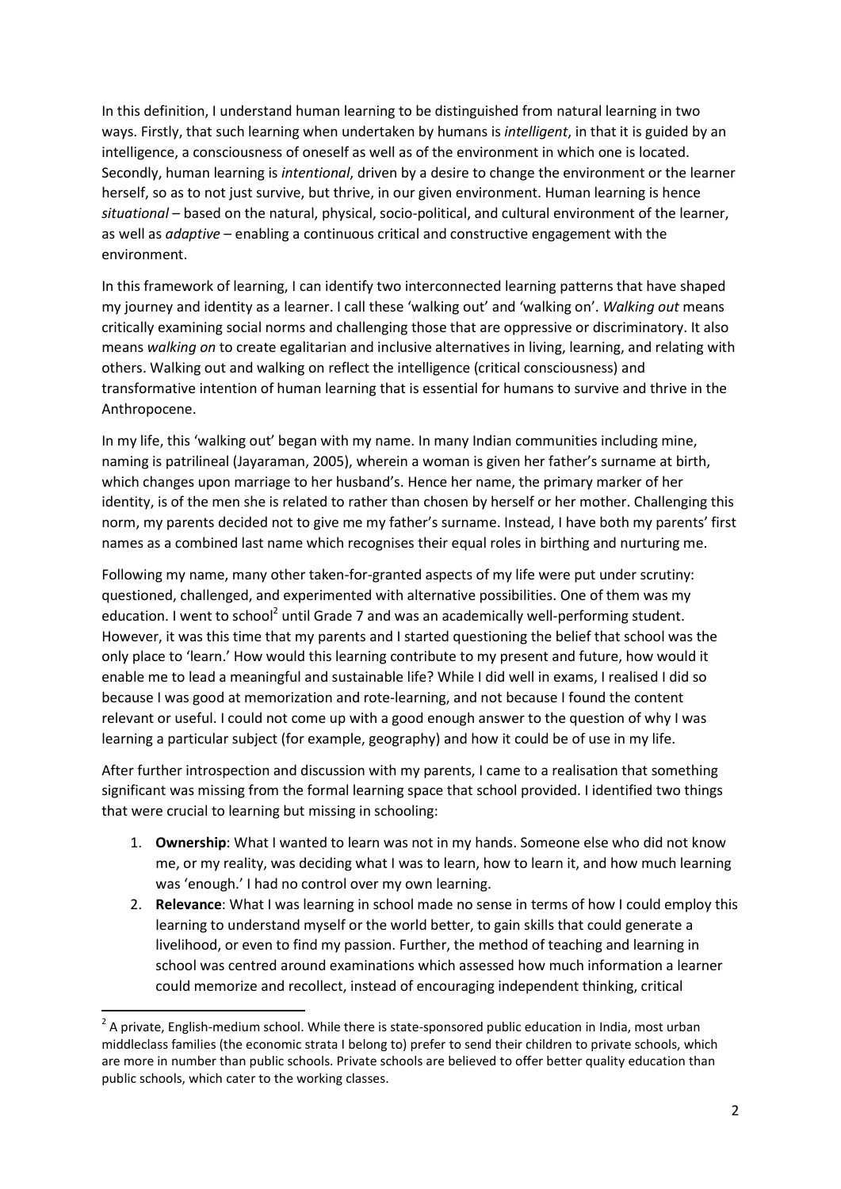In this definition, I understand human learning to be distinguished from natural learning in two ways. Firstly, that such learning when undertaken by humans is *intelligent*, in that it is guided by an intelligence, a consciousness of oneself as well as of the environment in which one is located. Secondly, human learning is *intentional*, driven by a desire to change the environment or the learner herself, so as to not just survive, but thrive, in our given environment. Human learning is hence *situational* – based on the natural, physical, socio-political, and cultural environment of the learner, as well as *adaptive* – enabling a continuous critical and constructive engagement with the environment.

In this framework of learning, I can identify two interconnected learning patterns that have shaped my journey and identity as a learner. I call these 'walking out' and 'walking on'. *Walking out* means critically examining social norms and challenging those that are oppressive or discriminatory. It also means *walking on* to create egalitarian and inclusive alternatives in living, learning, and relating with others. Walking out and walking on reflect the intelligence (critical consciousness) and transformative intention of human learning that is essential for humans to survive and thrive in the Anthropocene.

In my life, this 'walking out' began with my name. In many Indian communities including mine, naming is patrilineal (Jayaraman, 2005), wherein a woman is given her father's surname at birth, which changes upon marriage to her husband's. Hence her name, the primary marker of her identity, is of the men she is related to rather than chosen by herself or her mother. Challenging this norm, my parents decided not to give me my father's surname. Instead, I have both my parents' first names as a combined last name which recognises their equal roles in birthing and nurturing me.

Following my name, many other taken-for-granted aspects of my life were put under scrutiny: questioned, challenged, and experimented with alternative possibilities. One of them was my education. I went to school[2] until Grade 7 and was an academically well-performing student. However, it was this time that my parents and I started questioning the belief that school was the only place to 'learn.' How would this learning contribute to my present and future, how would it enable me to lead a meaningful and sustainable life? While I did well in exams, I realised I did so because I was good at memorization and rote-learning, and not because I found the content relevant or useful. I could not come up with a good enough answer to the question of why I was learning a particular subject (for example, geography) and how it could be of use in my life.

After further introspection and discussion with my parents, I came to a realisation that something significant was missing from the formal learning space that school provided. I identified two things that were crucial to learning but missing in schooling:

1. **Ownership**: What I wanted to learn was not in my hands. Someone else who did not know me, or my reality, was deciding what I was to learn, how to learn it, and how much learning was 'enough.' I had no control over my own learning.
2. **Relevance**: What I was learning in school made no sense in terms of how I could employ this learning to understand myself or the world better, to gain skills that could generate a livelihood, or even to find my passion. Further, the method of teaching and learning in school was centred around examinations which assessed how much information a learner could memorize and recollect, instead of encouraging independent thinking, critical

[2] A private, English-medium school. While there is state-sponsored public education in India, most urban middleclass families (the economic strata I belong to) prefer to send their children to private schools, which are more in number than public schools. Private schools are believed to offer better quality education than public schools, which cater to the working classes.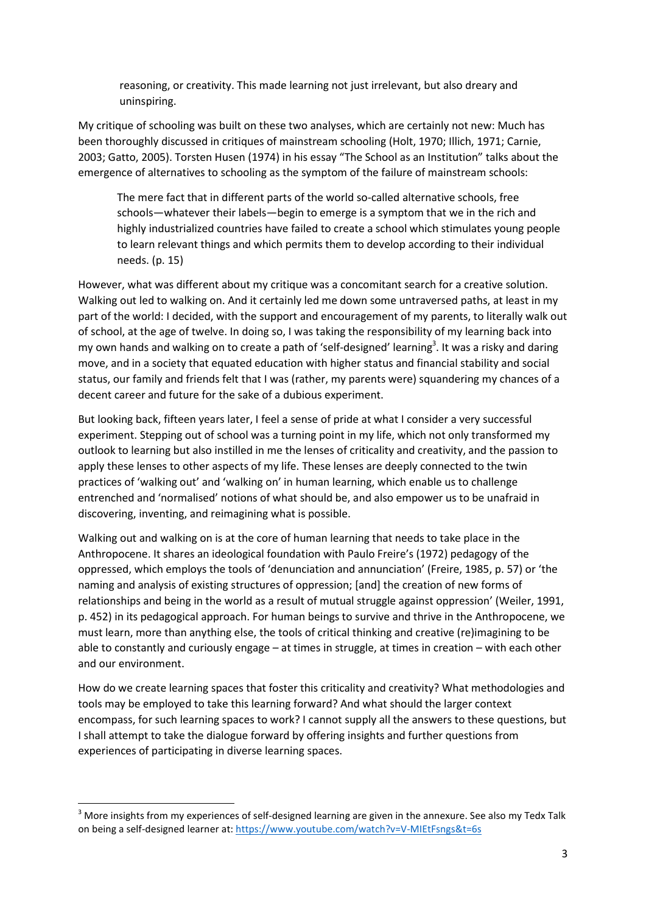reasoning, or creativity. This made learning not just irrelevant, but also dreary and uninspiring.

My critique of schooling was built on these two analyses, which are certainly not new: Much has been thoroughly discussed in critiques of mainstream schooling (Holt, 1970; Illich, 1971; Carnie, 2003; Gatto, 2005). Torsten Husen (1974) in his essay "The School as an Institution" talks about the emergence of alternatives to schooling as the symptom of the failure of mainstream schools:

> The mere fact that in different parts of the world so-called alternative schools, free schools—whatever their labels—begin to emerge is a symptom that we in the rich and highly industrialized countries have failed to create a school which stimulates young people to learn relevant things and which permits them to develop according to their individual needs. (p. 15)

However, what was different about my critique was a concomitant search for a creative solution. Walking out led to walking on. And it certainly led me down some untraversed paths, at least in my part of the world: I decided, with the support and encouragement of my parents, to literally walk out of school, at the age of twelve. In doing so, I was taking the responsibility of my learning back into my own hands and walking on to create a path of 'self-designed' learning[3]. It was a risky and daring move, and in a society that equated education with higher status and financial stability and social status, our family and friends felt that I was (rather, my parents were) squandering my chances of a decent career and future for the sake of a dubious experiment.

But looking back, fifteen years later, I feel a sense of pride at what I consider a very successful experiment. Stepping out of school was a turning point in my life, which not only transformed my outlook to learning but also instilled in me the lenses of criticality and creativity, and the passion to apply these lenses to other aspects of my life. These lenses are deeply connected to the twin practices of 'walking out' and 'walking on' in human learning, which enable us to challenge entrenched and 'normalised' notions of what should be, and also empower us to be unafraid in discovering, inventing, and reimagining what is possible.

Walking out and walking on is at the core of human learning that needs to take place in the Anthropocene. It shares an ideological foundation with Paulo Freire's (1972) pedagogy of the oppressed, which employs the tools of 'denunciation and annunciation' (Freire, 1985, p. 57) or 'the naming and analysis of existing structures of oppression; [and] the creation of new forms of relationships and being in the world as a result of mutual struggle against oppression' (Weiler, 1991, p. 452) in its pedagogical approach. For human beings to survive and thrive in the Anthropocene, we must learn, more than anything else, the tools of critical thinking and creative (re)imagining to be able to constantly and curiously engage – at times in struggle, at times in creation – with each other and our environment.

How do we create learning spaces that foster this criticality and creativity? What methodologies and tools may be employed to take this learning forward? And what should the larger context encompass, for such learning spaces to work? I cannot supply all the answers to these questions, but I shall attempt to take the dialogue forward by offering insights and further questions from experiences of participating in diverse learning spaces.

---

[3] More insights from my experiences of self-designed learning are given in the annexure. See also my Tedx Talk on being a self-designed learner at: https://www.youtube.com/watch?v=V-MIEtFsngs&t=6s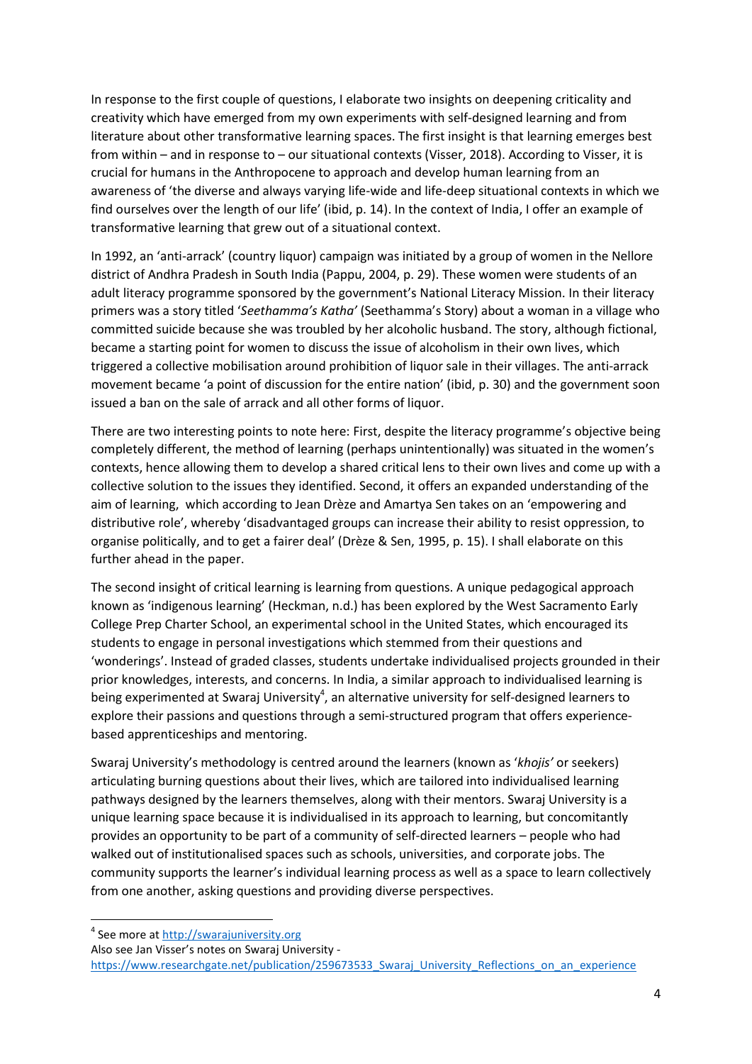In response to the first couple of questions, I elaborate two insights on deepening criticality and creativity which have emerged from my own experiments with self-designed learning and from literature about other transformative learning spaces. The first insight is that learning emerges best from within – and in response to – our situational contexts (Visser, 2018). According to Visser, it is crucial for humans in the Anthropocene to approach and develop human learning from an awareness of 'the diverse and always varying life-wide and life-deep situational contexts in which we find ourselves over the length of our life' (ibid, p. 14). In the context of India, I offer an example of transformative learning that grew out of a situational context.

In 1992, an 'anti-arrack' (country liquor) campaign was initiated by a group of women in the Nellore district of Andhra Pradesh in South India (Pappu, 2004, p. 29). These women were students of an adult literacy programme sponsored by the government's National Literacy Mission. In their literacy primers was a story titled '*Seethamma's Katha'* (Seethamma's Story) about a woman in a village who committed suicide because she was troubled by her alcoholic husband. The story, although fictional, became a starting point for women to discuss the issue of alcoholism in their own lives, which triggered a collective mobilisation around prohibition of liquor sale in their villages. The anti-arrack movement became 'a point of discussion for the entire nation' (ibid, p. 30) and the government soon issued a ban on the sale of arrack and all other forms of liquor.

There are two interesting points to note here: First, despite the literacy programme's objective being completely different, the method of learning (perhaps unintentionally) was situated in the women's contexts, hence allowing them to develop a shared critical lens to their own lives and come up with a collective solution to the issues they identified. Second, it offers an expanded understanding of the aim of learning, which according to Jean Drèze and Amartya Sen takes on an 'empowering and distributive role', whereby 'disadvantaged groups can increase their ability to resist oppression, to organise politically, and to get a fairer deal' (Drèze & Sen, 1995, p. 15). I shall elaborate on this further ahead in the paper.

The second insight of critical learning is learning from questions. A unique pedagogical approach known as 'indigenous learning' (Heckman, n.d.) has been explored by the West Sacramento Early College Prep Charter School, an experimental school in the United States, which encouraged its students to engage in personal investigations which stemmed from their questions and 'wonderings'. Instead of graded classes, students undertake individualised projects grounded in their prior knowledges, interests, and concerns. In India, a similar approach to individualised learning is being experimented at Swaraj University[4], an alternative university for self-designed learners to explore their passions and questions through a semi-structured program that offers experience-based apprenticeships and mentoring.

Swaraj University's methodology is centred around the learners (known as '*khojis'* or seekers) articulating burning questions about their lives, which are tailored into individualised learning pathways designed by the learners themselves, along with their mentors. Swaraj University is a unique learning space because it is individualised in its approach to learning, but concomitantly provides an opportunity to be part of a community of self-directed learners – people who had walked out of institutionalised spaces such as schools, universities, and corporate jobs. The community supports the learner's individual learning process as well as a space to learn collectively from one another, asking questions and providing diverse perspectives.

---

[4] See more at http://swarajuniversity.org
Also see Jan Visser's notes on Swaraj University - https://www.researchgate.net/publication/259673533_Swaraj_University_Reflections_on_an_experience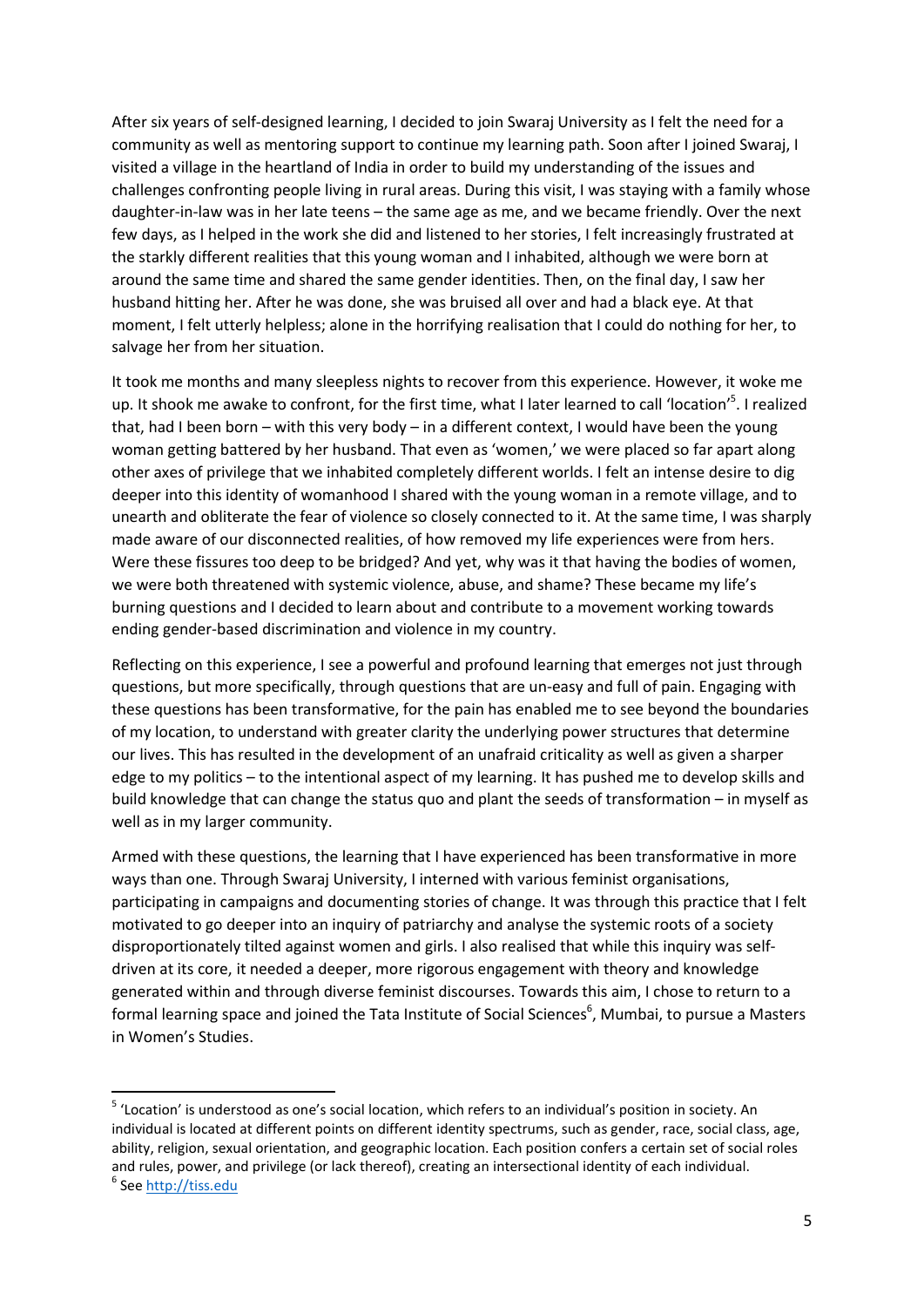After six years of self-designed learning, I decided to join Swaraj University as I felt the need for a community as well as mentoring support to continue my learning path. Soon after I joined Swaraj, I visited a village in the heartland of India in order to build my understanding of the issues and challenges confronting people living in rural areas. During this visit, I was staying with a family whose daughter-in-law was in her late teens – the same age as me, and we became friendly. Over the next few days, as I helped in the work she did and listened to her stories, I felt increasingly frustrated at the starkly different realities that this young woman and I inhabited, although we were born at around the same time and shared the same gender identities. Then, on the final day, I saw her husband hitting her. After he was done, she was bruised all over and had a black eye. At that moment, I felt utterly helpless; alone in the horrifying realisation that I could do nothing for her, to salvage her from her situation.

It took me months and many sleepless nights to recover from this experience. However, it woke me up. It shook me awake to confront, for the first time, what I later learned to call 'location'[5]. I realized that, had I been born – with this very body – in a different context, I would have been the young woman getting battered by her husband. That even as 'women,' we were placed so far apart along other axes of privilege that we inhabited completely different worlds. I felt an intense desire to dig deeper into this identity of womanhood I shared with the young woman in a remote village, and to unearth and obliterate the fear of violence so closely connected to it. At the same time, I was sharply made aware of our disconnected realities, of how removed my life experiences were from hers. Were these fissures too deep to be bridged? And yet, why was it that having the bodies of women, we were both threatened with systemic violence, abuse, and shame? These became my life's burning questions and I decided to learn about and contribute to a movement working towards ending gender-based discrimination and violence in my country.

Reflecting on this experience, I see a powerful and profound learning that emerges not just through questions, but more specifically, through questions that are un-easy and full of pain. Engaging with these questions has been transformative, for the pain has enabled me to see beyond the boundaries of my location, to understand with greater clarity the underlying power structures that determine our lives. This has resulted in the development of an unafraid criticality as well as given a sharper edge to my politics – to the intentional aspect of my learning. It has pushed me to develop skills and build knowledge that can change the status quo and plant the seeds of transformation – in myself as well as in my larger community.

Armed with these questions, the learning that I have experienced has been transformative in more ways than one. Through Swaraj University, I interned with various feminist organisations, participating in campaigns and documenting stories of change. It was through this practice that I felt motivated to go deeper into an inquiry of patriarchy and analyse the systemic roots of a society disproportionately tilted against women and girls. I also realised that while this inquiry was self-driven at its core, it needed a deeper, more rigorous engagement with theory and knowledge generated within and through diverse feminist discourses. Towards this aim, I chose to return to a formal learning space and joined the Tata Institute of Social Sciences[6], Mumbai, to pursue a Masters in Women's Studies.

---

[5] 'Location' is understood as one's social location, which refers to an individual's position in society. An individual is located at different points on different identity spectrums, such as gender, race, social class, age, ability, religion, sexual orientation, and geographic location. Each position confers a certain set of social roles and rules, power, and privilege (or lack thereof), creating an intersectional identity of each individual.

[6] See http://tiss.edu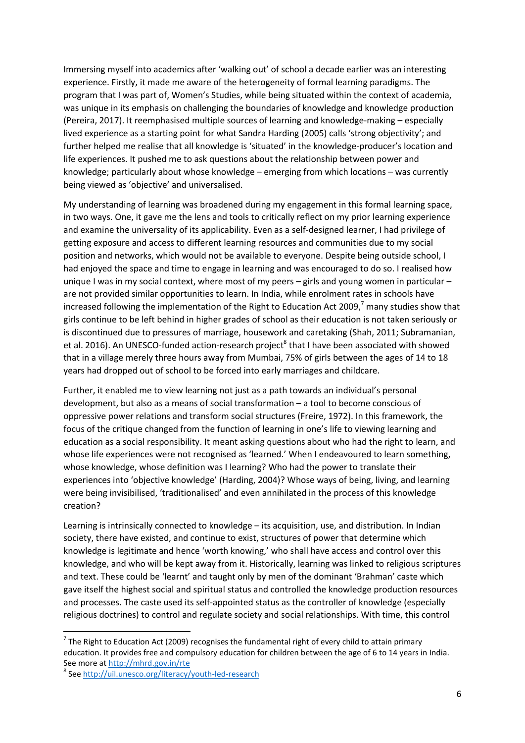Immersing myself into academics after 'walking out' of school a decade earlier was an interesting experience. Firstly, it made me aware of the heterogeneity of formal learning paradigms. The program that I was part of, Women's Studies, while being situated within the context of academia, was unique in its emphasis on challenging the boundaries of knowledge and knowledge production (Pereira, 2017). It reemphasised multiple sources of learning and knowledge-making – especially lived experience as a starting point for what Sandra Harding (2005) calls 'strong objectivity'; and further helped me realise that all knowledge is 'situated' in the knowledge-producer's location and life experiences. It pushed me to ask questions about the relationship between power and knowledge; particularly about whose knowledge – emerging from which locations – was currently being viewed as 'objective' and universalised.

My understanding of learning was broadened during my engagement in this formal learning space, in two ways. One, it gave me the lens and tools to critically reflect on my prior learning experience and examine the universality of its applicability. Even as a self-designed learner, I had privilege of getting exposure and access to different learning resources and communities due to my social position and networks, which would not be available to everyone. Despite being outside school, I had enjoyed the space and time to engage in learning and was encouraged to do so. I realised how unique I was in my social context, where most of my peers – girls and young women in particular – are not provided similar opportunities to learn. In India, while enrolment rates in schools have increased following the implementation of the Right to Education Act 2009,[7] many studies show that girls continue to be left behind in higher grades of school as their education is not taken seriously or is discontinued due to pressures of marriage, housework and caretaking (Shah, 2011; Subramanian, et al. 2016). An UNESCO-funded action-research project[8] that I have been associated with showed that in a village merely three hours away from Mumbai, 75% of girls between the ages of 14 to 18 years had dropped out of school to be forced into early marriages and childcare.

Further, it enabled me to view learning not just as a path towards an individual's personal development, but also as a means of social transformation – a tool to become conscious of oppressive power relations and transform social structures (Freire, 1972). In this framework, the focus of the critique changed from the function of learning in one's life to viewing learning and education as a social responsibility. It meant asking questions about who had the right to learn, and whose life experiences were not recognised as 'learned.' When I endeavoured to learn something, whose knowledge, whose definition was I learning? Who had the power to translate their experiences into 'objective knowledge' (Harding, 2004)? Whose ways of being, living, and learning were being invisibilised, 'traditionalised' and even annihilated in the process of this knowledge creation?

Learning is intrinsically connected to knowledge – its acquisition, use, and distribution. In Indian society, there have existed, and continue to exist, structures of power that determine which knowledge is legitimate and hence 'worth knowing,' who shall have access and control over this knowledge, and who will be kept away from it. Historically, learning was linked to religious scriptures and text. These could be 'learnt' and taught only by men of the dominant 'Brahman' caste which gave itself the highest social and spiritual status and controlled the knowledge production resources and processes. The caste used its self-appointed status as the controller of knowledge (especially religious doctrines) to control and regulate society and social relationships. With time, this control

---

[7] The Right to Education Act (2009) recognises the fundamental right of every child to attain primary education. It provides free and compulsory education for children between the age of 6 to 14 years in India. See more at http://mhrd.gov.in/rte

[8] See http://uil.unesco.org/literacy/youth-led-research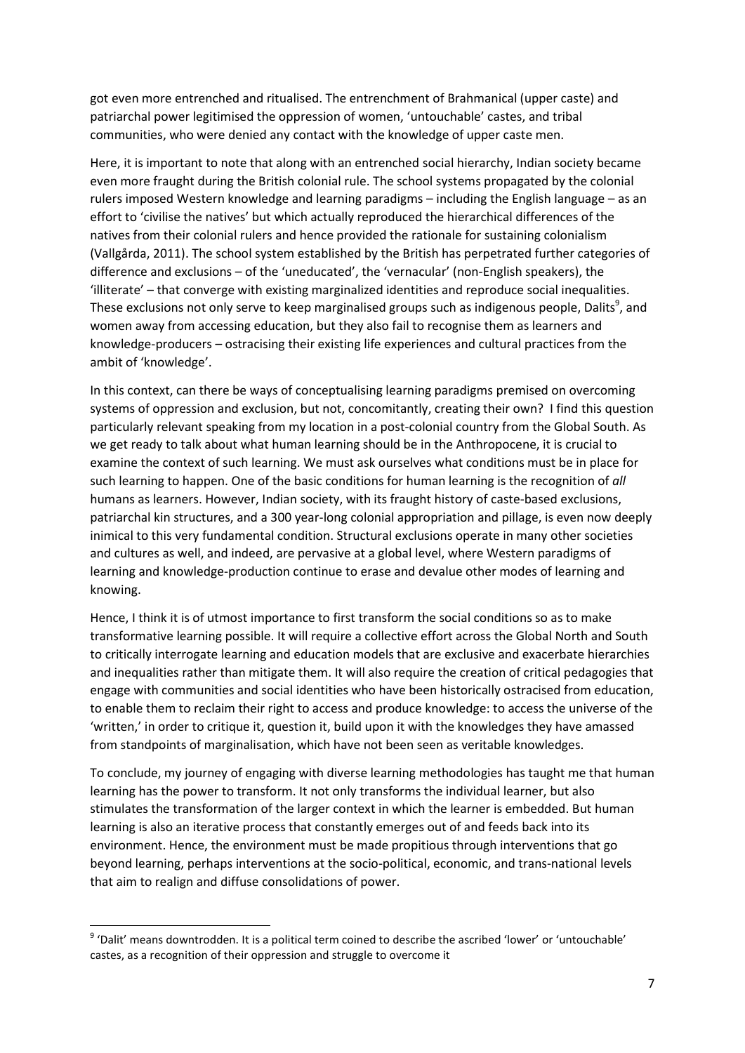got even more entrenched and ritualised. The entrenchment of Brahmanical (upper caste) and patriarchal power legitimised the oppression of women, 'untouchable' castes, and tribal communities, who were denied any contact with the knowledge of upper caste men.

Here, it is important to note that along with an entrenched social hierarchy, Indian society became even more fraught during the British colonial rule. The school systems propagated by the colonial rulers imposed Western knowledge and learning paradigms – including the English language – as an effort to 'civilise the natives' but which actually reproduced the hierarchical differences of the natives from their colonial rulers and hence provided the rationale for sustaining colonialism (Vallgårda, 2011). The school system established by the British has perpetrated further categories of difference and exclusions – of the 'uneducated', the 'vernacular' (non-English speakers), the 'illiterate' – that converge with existing marginalized identities and reproduce social inequalities. These exclusions not only serve to keep marginalised groups such as indigenous people, Dalits[9], and women away from accessing education, but they also fail to recognise them as learners and knowledge-producers – ostracising their existing life experiences and cultural practices from the ambit of 'knowledge'.

In this context, can there be ways of conceptualising learning paradigms premised on overcoming systems of oppression and exclusion, but not, concomitantly, creating their own? I find this question particularly relevant speaking from my location in a post-colonial country from the Global South. As we get ready to talk about what human learning should be in the Anthropocene, it is crucial to examine the context of such learning. We must ask ourselves what conditions must be in place for such learning to happen. One of the basic conditions for human learning is the recognition of *all* humans as learners. However, Indian society, with its fraught history of caste-based exclusions, patriarchal kin structures, and a 300 year-long colonial appropriation and pillage, is even now deeply inimical to this very fundamental condition. Structural exclusions operate in many other societies and cultures as well, and indeed, are pervasive at a global level, where Western paradigms of learning and knowledge-production continue to erase and devalue other modes of learning and knowing.

Hence, I think it is of utmost importance to first transform the social conditions so as to make transformative learning possible. It will require a collective effort across the Global North and South to critically interrogate learning and education models that are exclusive and exacerbate hierarchies and inequalities rather than mitigate them. It will also require the creation of critical pedagogies that engage with communities and social identities who have been historically ostracised from education, to enable them to reclaim their right to access and produce knowledge: to access the universe of the 'written,' in order to critique it, question it, build upon it with the knowledges they have amassed from standpoints of marginalisation, which have not been seen as veritable knowledges.

To conclude, my journey of engaging with diverse learning methodologies has taught me that human learning has the power to transform. It not only transforms the individual learner, but also stimulates the transformation of the larger context in which the learner is embedded. But human learning is also an iterative process that constantly emerges out of and feeds back into its environment. Hence, the environment must be made propitious through interventions that go beyond learning, perhaps interventions at the socio-political, economic, and trans-national levels that aim to realign and diffuse consolidations of power.

[9] 'Dalit' means downtrodden. It is a political term coined to describe the ascribed 'lower' or 'untouchable' castes, as a recognition of their oppression and struggle to overcome it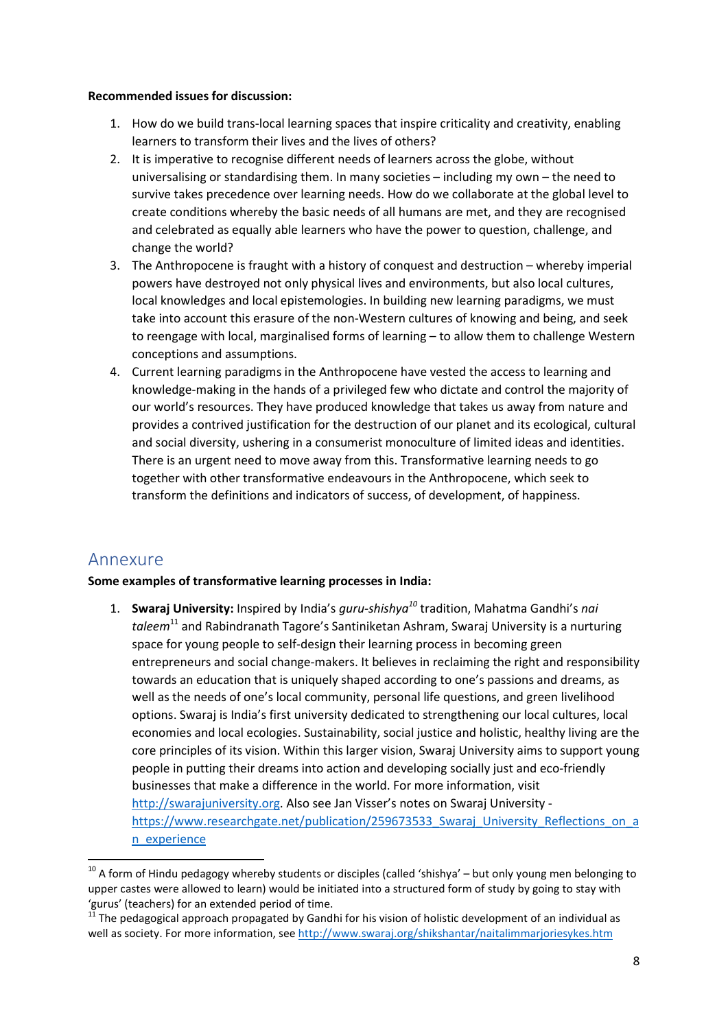**Recommended issues for discussion:**

1. How do we build trans-local learning spaces that inspire criticality and creativity, enabling learners to transform their lives and the lives of others?
2. It is imperative to recognise different needs of learners across the globe, without universalising or standardising them. In many societies – including my own – the need to survive takes precedence over learning needs. How do we collaborate at the global level to create conditions whereby the basic needs of all humans are met, and they are recognised and celebrated as equally able learners who have the power to question, challenge, and change the world?
3. The Anthropocene is fraught with a history of conquest and destruction – whereby imperial powers have destroyed not only physical lives and environments, but also local cultures, local knowledges and local epistemologies. In building new learning paradigms, we must take into account this erasure of the non-Western cultures of knowing and being, and seek to reengage with local, marginalised forms of learning – to allow them to challenge Western conceptions and assumptions.
4. Current learning paradigms in the Anthropocene have vested the access to learning and knowledge-making in the hands of a privileged few who dictate and control the majority of our world's resources. They have produced knowledge that takes us away from nature and provides a contrived justification for the destruction of our planet and its ecological, cultural and social diversity, ushering in a consumerist monoculture of limited ideas and identities. There is an urgent need to move away from this. Transformative learning needs to go together with other transformative endeavours in the Anthropocene, which seek to transform the definitions and indicators of success, of development, of happiness.

## Annexure

**Some examples of transformative learning processes in India:**

1. **Swaraj University:** Inspired by India's *guru-shishya*[10] tradition, Mahatma Gandhi's *nai taleem*[11] and Rabindranath Tagore's Santiniketan Ashram, Swaraj University is a nurturing space for young people to self-design their learning process in becoming green entrepreneurs and social change-makers. It believes in reclaiming the right and responsibility towards an education that is uniquely shaped according to one's passions and dreams, as well as the needs of one's local community, personal life questions, and green livelihood options. Swaraj is India's first university dedicated to strengthening our local cultures, local economies and local ecologies. Sustainability, social justice and holistic, healthy living are the core principles of its vision. Within this larger vision, Swaraj University aims to support young people in putting their dreams into action and developing socially just and eco-friendly businesses that make a difference in the world. For more information, visit http://swarajuniversity.org. Also see Jan Visser's notes on Swaraj University - https://www.researchgate.net/publication/259673533_Swaraj_University_Reflections_on_an_experience

---

[10] A form of Hindu pedagogy whereby students or disciples (called 'shishya' – but only young men belonging to upper castes were allowed to learn) would be initiated into a structured form of study by going to stay with 'gurus' (teachers) for an extended period of time.

[11] The pedagogical approach propagated by Gandhi for his vision of holistic development of an individual as well as society. For more information, see http://www.swaraj.org/shikshantar/naitalimmarjoriesykes.htm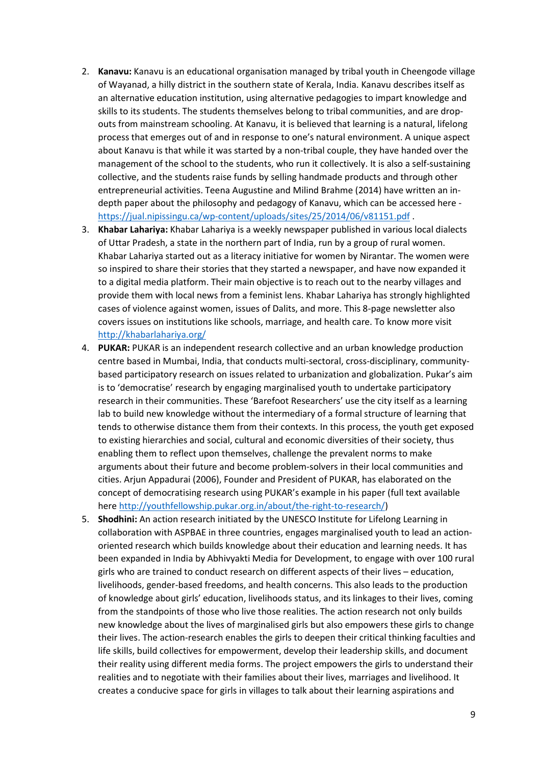2. **Kanavu:** Kanavu is an educational organisation managed by tribal youth in Cheengode village of Wayanad, a hilly district in the southern state of Kerala, India. Kanavu describes itself as an alternative education institution, using alternative pedagogies to impart knowledge and skills to its students. The students themselves belong to tribal communities, and are drop-outs from mainstream schooling. At Kanavu, it is believed that learning is a natural, lifelong process that emerges out of and in response to one's natural environment. A unique aspect about Kanavu is that while it was started by a non-tribal couple, they have handed over the management of the school to the students, who run it collectively. It is also a self-sustaining collective, and the students raise funds by selling handmade products and through other entrepreneurial activities. Teena Augustine and Milind Brahme (2014) have written an in-depth paper about the philosophy and pedagogy of Kanavu, which can be accessed here - https://jual.nipissingu.ca/wp-content/uploads/sites/25/2014/06/v81151.pdf .
3. **Khabar Lahariya:** Khabar Lahariya is a weekly newspaper published in various local dialects of Uttar Pradesh, a state in the northern part of India, run by a group of rural women. Khabar Lahariya started out as a literacy initiative for women by Nirantar. The women were so inspired to share their stories that they started a newspaper, and have now expanded it to a digital media platform. Their main objective is to reach out to the nearby villages and provide them with local news from a feminist lens. Khabar Lahariya has strongly highlighted cases of violence against women, issues of Dalits, and more. This 8-page newsletter also covers issues on institutions like schools, marriage, and health care. To know more visit http://khabarlahariya.org/
4. **PUKAR:** PUKAR is an independent research collective and an urban knowledge production centre based in Mumbai, India, that conducts multi-sectoral, cross-disciplinary, community-based participatory research on issues related to urbanization and globalization. Pukar's aim is to 'democratise' research by engaging marginalised youth to undertake participatory research in their communities. These 'Barefoot Researchers' use the city itself as a learning lab to build new knowledge without the intermediary of a formal structure of learning that tends to otherwise distance them from their contexts. In this process, the youth get exposed to existing hierarchies and social, cultural and economic diversities of their society, thus enabling them to reflect upon themselves, challenge the prevalent norms to make arguments about their future and become problem-solvers in their local communities and cities. Arjun Appadurai (2006), Founder and President of PUKAR, has elaborated on the concept of democratising research using PUKAR's example in his paper (full text available here http://youthfellowship.pukar.org.in/about/the-right-to-research/)
5. **Shodhini:** An action research initiated by the UNESCO Institute for Lifelong Learning in collaboration with ASPBAE in three countries, engages marginalised youth to lead an action-oriented research which builds knowledge about their education and learning needs. It has been expanded in India by Abhivyakti Media for Development, to engage with over 100 rural girls who are trained to conduct research on different aspects of their lives – education, livelihoods, gender-based freedoms, and health concerns. This also leads to the production of knowledge about girls' education, livelihoods status, and its linkages to their lives, coming from the standpoints of those who live those realities. The action research not only builds new knowledge about the lives of marginalised girls but also empowers these girls to change their lives. The action-research enables the girls to deepen their critical thinking faculties and life skills, build collectives for empowerment, develop their leadership skills, and document their reality using different media forms. The project empowers the girls to understand their realities and to negotiate with their families about their lives, marriages and livelihood. It creates a conducive space for girls in villages to talk about their learning aspirations and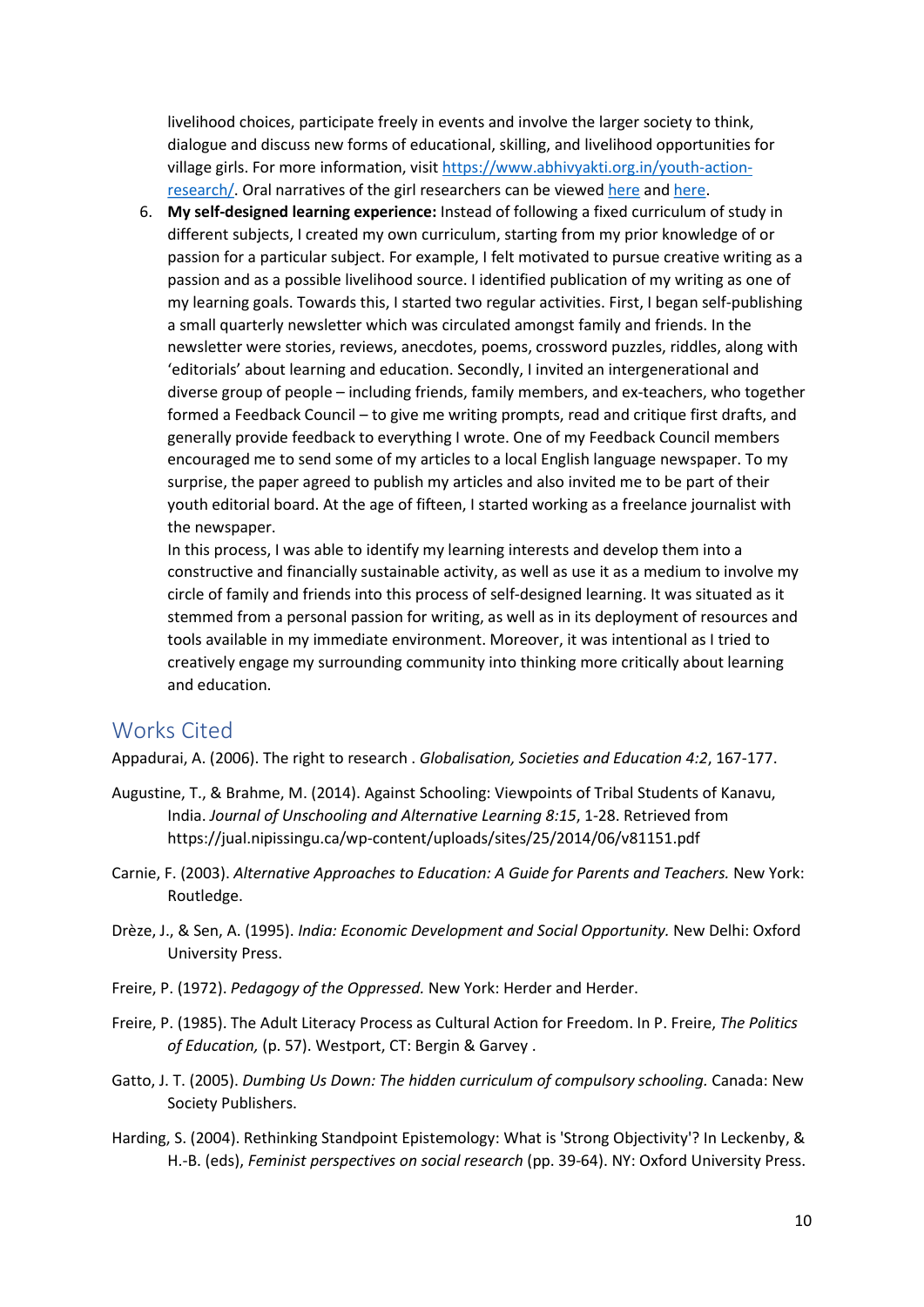livelihood choices, participate freely in events and involve the larger society to think, dialogue and discuss new forms of educational, skilling, and livelihood opportunities for village girls. For more information, visit [https://www.abhivyakti.org.in/youth-action-research/](https://www.abhivyakti.org.in/youth-action-research/). Oral narratives of the girl researchers can be viewed here and here.

6. **My self-designed learning experience:** Instead of following a fixed curriculum of study in different subjects, I created my own curriculum, starting from my prior knowledge of or passion for a particular subject. For example, I felt motivated to pursue creative writing as a passion and as a possible livelihood source. I identified publication of my writing as one of my learning goals. Towards this, I started two regular activities. First, I began self-publishing a small quarterly newsletter which was circulated amongst family and friends. In the newsletter were stories, reviews, anecdotes, poems, crossword puzzles, riddles, along with 'editorials' about learning and education. Secondly, I invited an intergenerational and diverse group of people – including friends, family members, and ex-teachers, who together formed a Feedback Council – to give me writing prompts, read and critique first drafts, and generally provide feedback to everything I wrote. One of my Feedback Council members encouraged me to send some of my articles to a local English language newspaper. To my surprise, the paper agreed to publish my articles and also invited me to be part of their youth editorial board. At the age of fifteen, I started working as a freelance journalist with the newspaper.

   In this process, I was able to identify my learning interests and develop them into a constructive and financially sustainable activity, as well as use it as a medium to involve my circle of family and friends into this process of self-designed learning. It was situated as it stemmed from a personal passion for writing, as well as in its deployment of resources and tools available in my immediate environment. Moreover, it was intentional as I tried to creatively engage my surrounding community into thinking more critically about learning and education.

## Works Cited

Appadurai, A. (2006). The right to research . *Globalisation, Societies and Education 4:2*, 167-177.

Augustine, T., & Brahme, M. (2014). Against Schooling: Viewpoints of Tribal Students of Kanavu, India. *Journal of Unschooling and Alternative Learning 8:15*, 1-28. Retrieved from https://jual.nipissingu.ca/wp-content/uploads/sites/25/2014/06/v81151.pdf

Carnie, F. (2003). *Alternative Approaches to Education: A Guide for Parents and Teachers.* New York: Routledge.

Drèze, J., & Sen, A. (1995). *India: Economic Development and Social Opportunity.* New Delhi: Oxford University Press.

Freire, P. (1972). *Pedagogy of the Oppressed.* New York: Herder and Herder.

Freire, P. (1985). The Adult Literacy Process as Cultural Action for Freedom. In P. Freire, *The Politics of Education,* (p. 57). Westport, CT: Bergin & Garvey .

Gatto, J. T. (2005). *Dumbing Us Down: The hidden curriculum of compulsory schooling.* Canada: New Society Publishers.

Harding, S. (2004). Rethinking Standpoint Epistemology: What is 'Strong Objectivity'? In Leckenby, & H.-B. (eds), *Feminist perspectives on social research* (pp. 39-64). NY: Oxford University Press.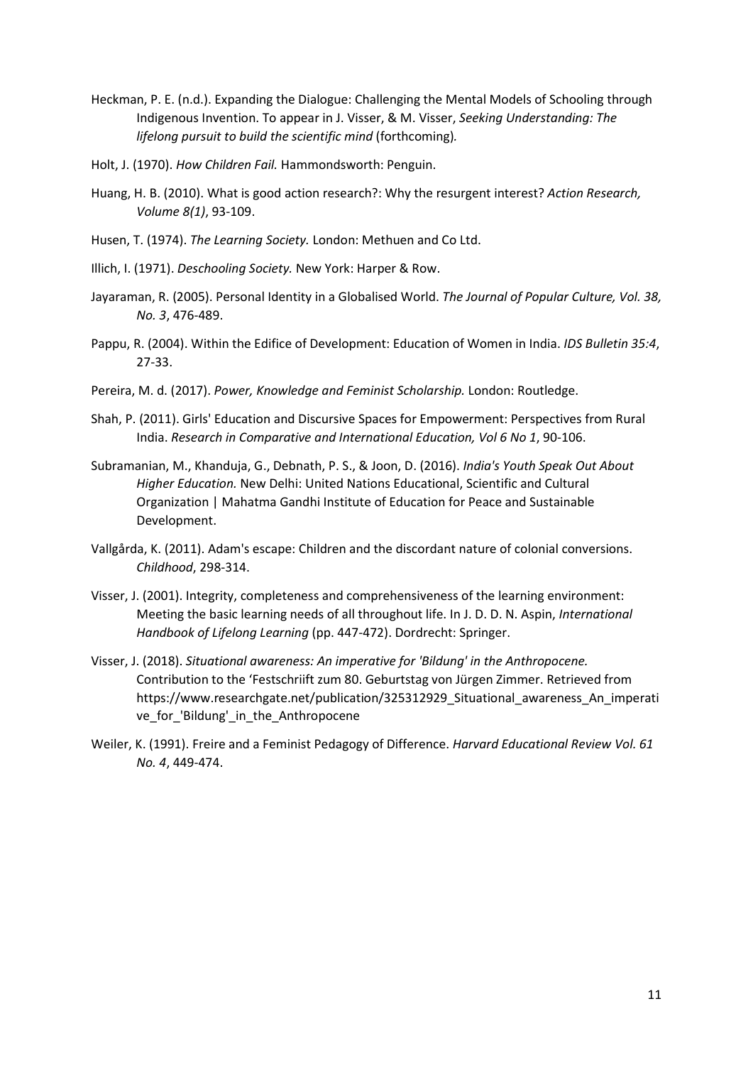Heckman, P. E. (n.d.). Expanding the Dialogue: Challenging the Mental Models of Schooling through Indigenous Invention. To appear in J. Visser, & M. Visser, *Seeking Understanding: The lifelong pursuit to build the scientific mind* (forthcoming).

Holt, J. (1970). *How Children Fail.* Hammondsworth: Penguin.

Huang, H. B. (2010). What is good action research?: Why the resurgent interest? *Action Research, Volume 8(1)*, 93-109.

Husen, T. (1974). *The Learning Society.* London: Methuen and Co Ltd.

Illich, I. (1971). *Deschooling Society.* New York: Harper & Row.

Jayaraman, R. (2005). Personal Identity in a Globalised World. *The Journal of Popular Culture, Vol. 38, No. 3*, 476-489.

Pappu, R. (2004). Within the Edifice of Development: Education of Women in India. *IDS Bulletin 35:4*, 27-33.

Pereira, M. d. (2017). *Power, Knowledge and Feminist Scholarship.* London: Routledge.

Shah, P. (2011). Girls' Education and Discursive Spaces for Empowerment: Perspectives from Rural India. *Research in Comparative and International Education, Vol 6 No 1*, 90-106.

Subramanian, M., Khanduja, G., Debnath, P. S., & Joon, D. (2016). *India's Youth Speak Out About Higher Education.* New Delhi: United Nations Educational, Scientific and Cultural Organization | Mahatma Gandhi Institute of Education for Peace and Sustainable Development.

Vallgårda, K. (2011). Adam's escape: Children and the discordant nature of colonial conversions. *Childhood*, 298-314.

Visser, J. (2001). Integrity, completeness and comprehensiveness of the learning environment: Meeting the basic learning needs of all throughout life. In J. D. D. N. Aspin, *International Handbook of Lifelong Learning* (pp. 447-472). Dordrecht: Springer.

Visser, J. (2018). *Situational awareness: An imperative for 'Bildung' in the Anthropocene.* Contribution to the 'Festschriift zum 80. Geburtstag von Jürgen Zimmer. Retrieved from https://www.researchgate.net/publication/325312929_Situational_awareness_An_imperative_for_'Bildung'_in_the_Anthropocene

Weiler, K. (1991). Freire and a Feminist Pedagogy of Difference. *Harvard Educational Review Vol. 61 No. 4*, 449-474.